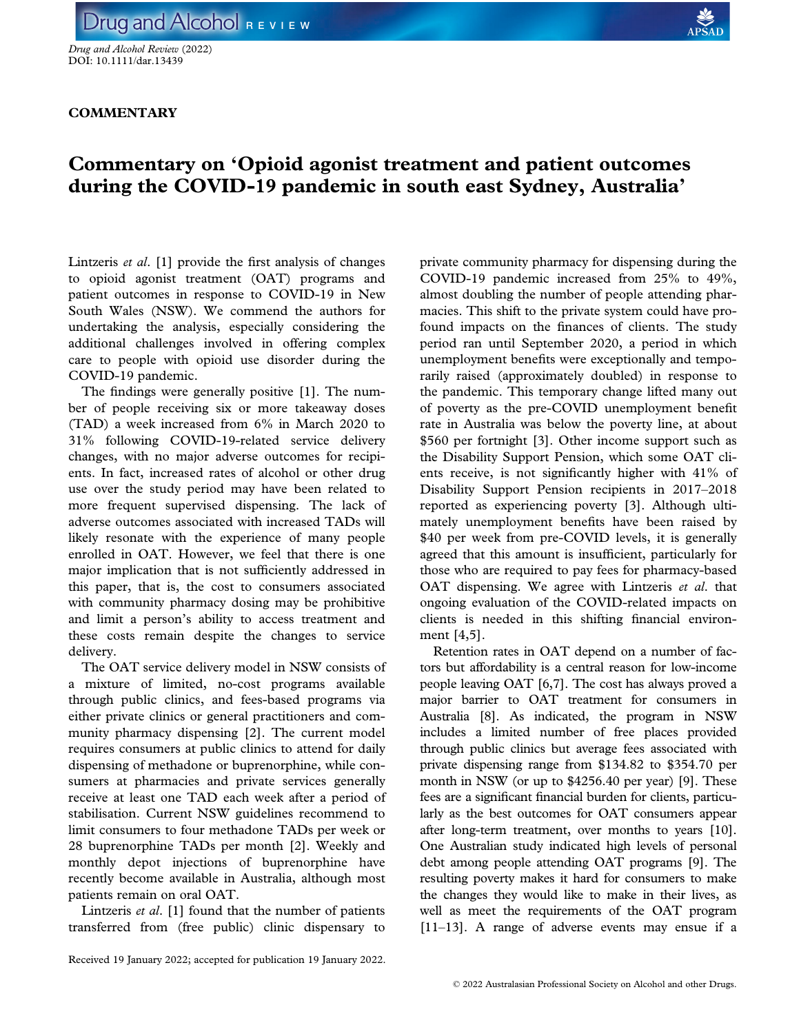COMMENTARY

# Commentary on 'Opioid agonist treatment and patient outcomes during the COVID-19 pandemic in south east Sydney, Australia'

Lintzeris *et al*. [1] provide the first analysis of changes to opioid agonist treatment (OAT) programs and patient outcomes in response to COVID-19 in New South Wales (NSW). We commend the authors for undertaking the analysis, especially considering the additional challenges involved in offering complex care to people with opioid use disorder during the COVID-19 pandemic.

The findings were generally positive [1]. The number of people receiving six or more takeaway doses (TAD) a week increased from 6% in March 2020 to 31% following COVID-19-related service delivery changes, with no major adverse outcomes for recipients. In fact, increased rates of alcohol or other drug use over the study period may have been related to more frequent supervised dispensing. The lack of adverse outcomes associated with increased TADs will likely resonate with the experience of many people enrolled in OAT. However, we feel that there is one major implication that is not sufficiently addressed in this paper, that is, the cost to consumers associated with community pharmacy dosing may be prohibitive and limit a person's ability to access treatment and these costs remain despite the changes to service delivery.

The OAT service delivery model in NSW consists of a mixture of limited, no-cost programs available through public clinics, and fees-based programs via either private clinics or general practitioners and community pharmacy dispensing [2]. The current model requires consumers at public clinics to attend for daily dispensing of methadone or buprenorphine, while consumers at pharmacies and private services generally receive at least one TAD each week after a period of stabilisation. Current NSW guidelines recommend to limit consumers to four methadone TADs per week or 28 buprenorphine TADs per month [2]. Weekly and monthly depot injections of buprenorphine have recently become available in Australia, although most patients remain on oral OAT.

Lintzeris *et al*. [1] found that the number of patients transferred from (free public) clinic dispensary to private community pharmacy for dispensing during the COVID-19 pandemic increased from 25% to 49%, almost doubling the number of people attending pharmacies. This shift to the private system could have profound impacts on the finances of clients. The study period ran until September 2020, a period in which unemployment benefits were exceptionally and temporarily raised (approximately doubled) in response to the pandemic. This temporary change lifted many out of poverty as the pre-COVID unemployment benefit rate in Australia was below the poverty line, at about \$560 per fortnight [3]. Other income support such as the Disability Support Pension, which some OAT clients receive, is not significantly higher with 41% of Disability Support Pension recipients in 2017–2018 reported as experiencing poverty [3]. Although ultimately unemployment benefits have been raised by \$40 per week from pre-COVID levels, it is generally agreed that this amount is insufficient, particularly for those who are required to pay fees for pharmacy-based OAT dispensing. We agree with Lintzeris *et al*. that ongoing evaluation of the COVID-related impacts on clients is needed in this shifting financial environment [4,5].

Retention rates in OAT depend on a number of factors but affordability is a central reason for low-income people leaving OAT [6,7]. The cost has always proved a major barrier to OAT treatment for consumers in Australia [8]. As indicated, the program in NSW includes a limited number of free places provided through public clinics but average fees associated with private dispensing range from \$134.82 to \$354.70 per month in NSW (or up to \$4256.40 per year) [9]. These fees are a significant financial burden for clients, particularly as the best outcomes for OAT consumers appear after long-term treatment, over months to years [10]. One Australian study indicated high levels of personal debt among people attending OAT programs [9]. The resulting poverty makes it hard for consumers to make the changes they would like to make in their lives, as well as meet the requirements of the OAT program [11–13]. A range of adverse events may ensue if a

Received 19 January 2022; accepted for publication 19 January 2022.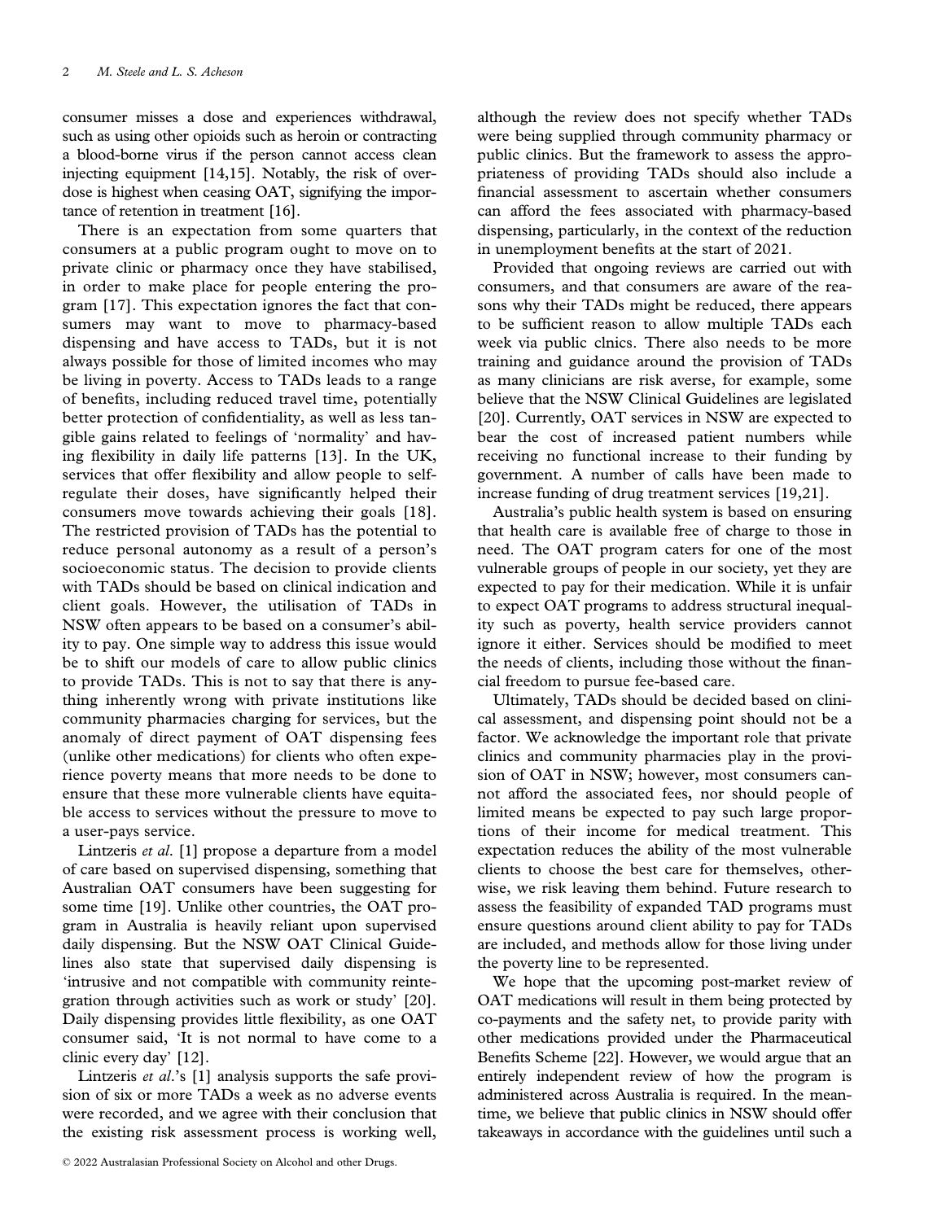consumer misses a dose and experiences withdrawal, such as using other opioids such as heroin or contracting a blood-borne virus if the person cannot access clean injecting equipment [14,15]. Notably, the risk of overdose is highest when ceasing OAT, signifying the importance of retention in treatment [16].

There is an expectation from some quarters that consumers at a public program ought to move on to private clinic or pharmacy once they have stabilised, in order to make place for people entering the program [17]. This expectation ignores the fact that consumers may want to move to pharmacy-based dispensing and have access to TADs, but it is not always possible for those of limited incomes who may be living in poverty. Access to TADs leads to a range of benefits, including reduced travel time, potentially better protection of confidentiality, as well as less tangible gains related to feelings of 'normality' and having flexibility in daily life patterns [13]. In the UK, services that offer flexibility and allow people to self-regulate their doses, have significantly helped their consumers move towards achieving their goals [18]. The restricted provision of TADs has the potential to reduce personal autonomy as a result of a person's socioeconomic status. The decision to provide clients with TADs should be based on clinical indication and client goals. However, the utilisation of TADs in NSW often appears to be based on a consumer's ability to pay. One simple way to address this issue would be to shift our models of care to allow public clinics to provide TADs. This is not to say that there is anything inherently wrong with private institutions like community pharmacies charging for services, but the anomaly of direct payment of OAT dispensing fees (unlike other medications) for clients who often experience poverty means that more needs to be done to ensure that these more vulnerable clients have equitable access to services without the pressure to move to a user-pays service.

Lintzeris *et al.* [1] propose a departure from a model of care based on supervised dispensing, something that Australian OAT consumers have been suggesting for some time [19]. Unlike other countries, the OAT program in Australia is heavily reliant upon supervised daily dispensing. But the NSW OAT Clinical Guidelines also state that supervised daily dispensing is 'intrusive and not compatible with community reintegration through activities such as work or study' [20]. Daily dispensing provides little flexibility, as one OAT consumer said, 'It is not normal to have come to a clinic every day' [12].

Lintzeris *et al.*'s [1] analysis supports the safe provision of six or more TADs a week as no adverse events were recorded, and we agree with their conclusion that the existing risk assessment process is working well, although the review does not specify whether TADs were being supplied through community pharmacy or public clinics. But the framework to assess the appropriateness of providing TADs should also include a financial assessment to ascertain whether consumers can afford the fees associated with pharmacy-based dispensing, particularly, in the context of the reduction in unemployment benefits at the start of 2021.

Provided that ongoing reviews are carried out with consumers, and that consumers are aware of the reasons why their TADs might be reduced, there appears to be sufficient reason to allow multiple TADs each week via public clnics. There also needs to be more training and guidance around the provision of TADs as many clinicians are risk averse, for example, some believe that the NSW Clinical Guidelines are legislated [20]. Currently, OAT services in NSW are expected to bear the cost of increased patient numbers while receiving no functional increase to their funding by government. A number of calls have been made to increase funding of drug treatment services [19,21].

Australia's public health system is based on ensuring that health care is available free of charge to those in need. The OAT program caters for one of the most vulnerable groups of people in our society, yet they are expected to pay for their medication. While it is unfair to expect OAT programs to address structural inequality such as poverty, health service providers cannot ignore it either. Services should be modified to meet the needs of clients, including those without the financial freedom to pursue fee-based care.

Ultimately, TADs should be decided based on clinical assessment, and dispensing point should not be a factor. We acknowledge the important role that private clinics and community pharmacies play in the provision of OAT in NSW; however, most consumers cannot afford the associated fees, nor should people of limited means be expected to pay such large proportions of their income for medical treatment. This expectation reduces the ability of the most vulnerable clients to choose the best care for themselves, otherwise, we risk leaving them behind. Future research to assess the feasibility of expanded TAD programs must ensure questions around client ability to pay for TADs are included, and methods allow for those living under the poverty line to be represented.

We hope that the upcoming post-market review of OAT medications will result in them being protected by co-payments and the safety net, to provide parity with other medications provided under the Pharmaceutical Benefits Scheme [22]. However, we would argue that an entirely independent review of how the program is administered across Australia is required. In the meantime, we believe that public clinics in NSW should offer takeaways in accordance with the guidelines until such a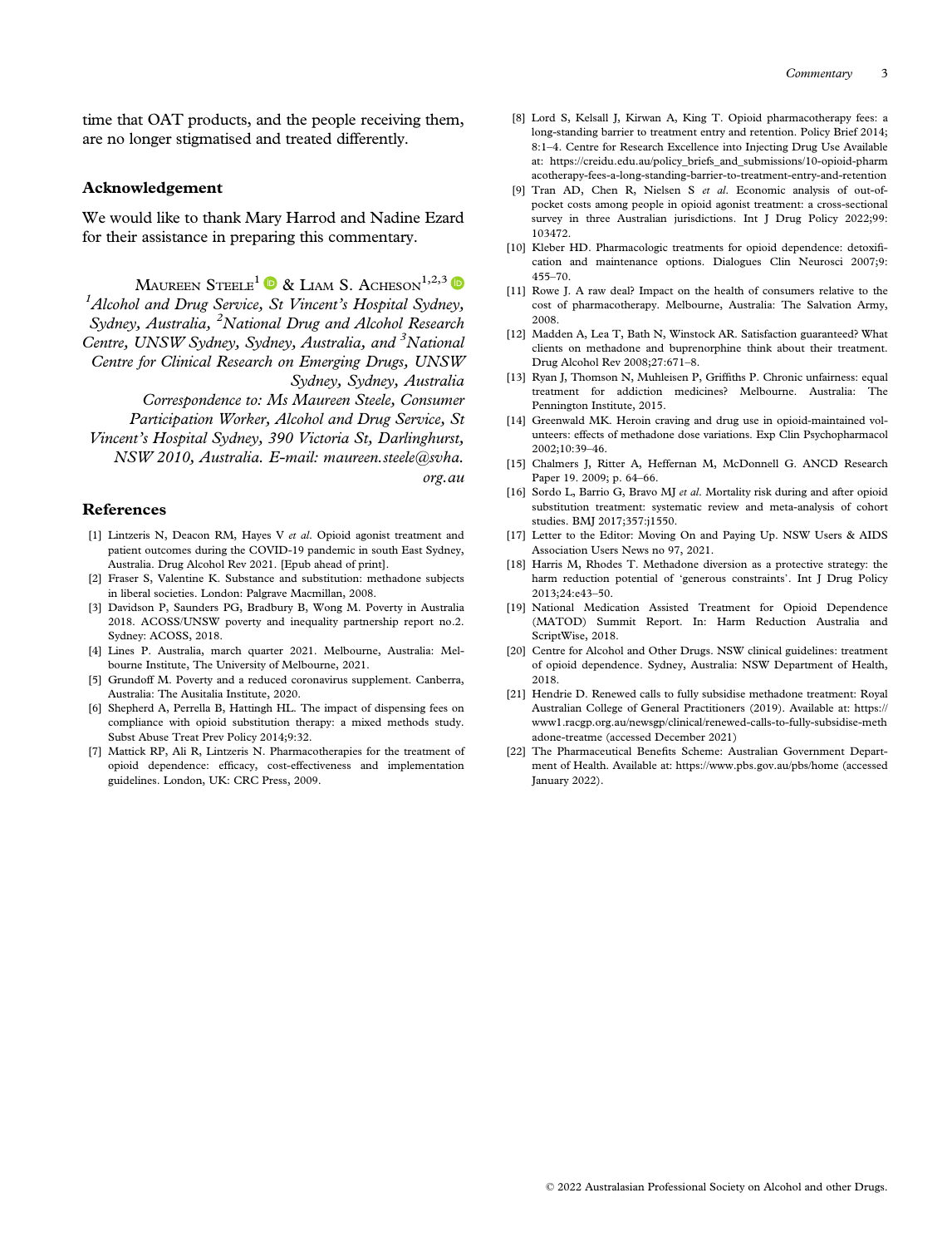time that OAT products, and the people receiving them, are no longer stigmatised and treated differently.

## Acknowledgement

We would like to thank Mary Harrod and Nadine Ezard for their assistance in preparing this commentary.

MAUREEN STEELE[1] & LIAM S. ACHESON[1,2,3]
[1]*Alcohol and Drug Service, St Vincent's Hospital Sydney, Sydney, Australia,* [2]*National Drug and Alcohol Research Centre, UNSW Sydney, Sydney, Australia, and* [3]*National Centre for Clinical Research on Emerging Drugs, UNSW Sydney, Sydney, Australia*
*Correspondence to: Ms Maureen Steele, Consumer Participation Worker, Alcohol and Drug Service, St Vincent's Hospital Sydney, 390 Victoria St, Darlinghurst, NSW 2010, Australia. E-mail: maureen.steele@svha.org.au*

## References

[1] Lintzeris N, Deacon RM, Hayes V *et al*. Opioid agonist treatment and patient outcomes during the COVID-19 pandemic in south East Sydney, Australia. Drug Alcohol Rev 2021. [Epub ahead of print].

[2] Fraser S, Valentine K. Substance and substitution: methadone subjects in liberal societies. London: Palgrave Macmillan, 2008.

[3] Davidson P, Saunders PG, Bradbury B, Wong M. Poverty in Australia 2018. ACOSS/UNSW poverty and inequality partnership report no.2. Sydney: ACOSS, 2018.

[4] Lines P. Australia, march quarter 2021. Melbourne, Australia: Melbourne Institute, The University of Melbourne, 2021.

[5] Grundoff M. Poverty and a reduced coronavirus supplement. Canberra, Australia: The Ausitalia Institute, 2020.

[6] Shepherd A, Perrella B, Hattingh HL. The impact of dispensing fees on compliance with opioid substitution therapy: a mixed methods study. Subst Abuse Treat Prev Policy 2014;9:32.

[7] Mattick RP, Ali R, Lintzeris N. Pharmacotherapies for the treatment of opioid dependence: efficacy, cost-effectiveness and implementation guidelines. London, UK: CRC Press, 2009.

[8] Lord S, Kelsall J, Kirwan A, King T. Opioid pharmacotherapy fees: a long-standing barrier to treatment entry and retention. Policy Brief 2014; 8:1–4. Centre for Research Excellence into Injecting Drug Use Available at: https://creidu.edu.au/policy_briefs_and_submissions/10-opioid-pharmacotherapy-fees-a-long-standing-barrier-to-treatment-entry-and-retention

[9] Tran AD, Chen R, Nielsen S *et al*. Economic analysis of out-of-pocket costs among people in opioid agonist treatment: a cross-sectional survey in three Australian jurisdictions. Int J Drug Policy 2022;99: 103472.

[10] Kleber HD. Pharmacologic treatments for opioid dependence: detoxification and maintenance options. Dialogues Clin Neurosci 2007;9: 455–70.

[11] Rowe J. A raw deal? Impact on the health of consumers relative to the cost of pharmacotherapy. Melbourne, Australia: The Salvation Army, 2008.

[12] Madden A, Lea T, Bath N, Winstock AR. Satisfaction guaranteed? What clients on methadone and buprenorphine think about their treatment. Drug Alcohol Rev 2008;27:671–8.

[13] Ryan J, Thomson N, Muhleisen P, Griffiths P. Chronic unfairness: equal treatment for addiction medicines? Melbourne. Australia: The Pennington Institute, 2015.

[14] Greenwald MK. Heroin craving and drug use in opioid-maintained volunteers: effects of methadone dose variations. Exp Clin Psychopharmacol 2002;10:39–46.

[15] Chalmers J, Ritter A, Heffernan M, McDonnell G. ANCD Research Paper 19. 2009; p. 64–66.

[16] Sordo L, Barrio G, Bravo MJ *et al*. Mortality risk during and after opioid substitution treatment: systematic review and meta-analysis of cohort studies. BMJ 2017;357:j1550.

[17] Letter to the Editor: Moving On and Paying Up. NSW Users & AIDS Association Users News no 97, 2021.

[18] Harris M, Rhodes T. Methadone diversion as a protective strategy: the harm reduction potential of 'generous constraints'. Int J Drug Policy 2013;24:e43–50.

[19] National Medication Assisted Treatment for Opioid Dependence (MATOD) Summit Report. In: Harm Reduction Australia and ScriptWise, 2018.

[20] Centre for Alcohol and Other Drugs. NSW clinical guidelines: treatment of opioid dependence. Sydney, Australia: NSW Department of Health, 2018.

[21] Hendrie D. Renewed calls to fully subsidise methadone treatment: Royal Australian College of General Practitioners (2019). Available at: https://www1.racgp.org.au/newsgp/clinical/renewed-calls-to-fully-subsidise-methadone-treatme (accessed December 2021)

[22] The Pharmaceutical Benefits Scheme: Australian Government Department of Health. Available at: https://www.pbs.gov.au/pbs/home (accessed January 2022).